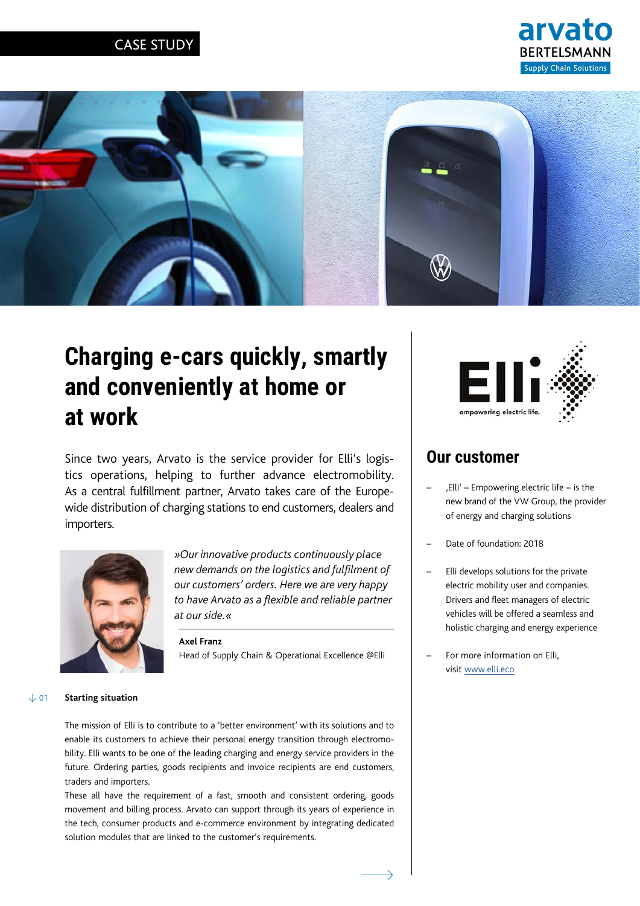CASE STUDY

# Charging e-cars quickly, smartly and conveniently at home or at work

Since two years, Arvato is the service provider for Elli's logistics operations, helping to further advance electromobility. As a central fulfillment partner, Arvato takes care of the Europe-wide distribution of charging stations to end customers, dealers and importers.

*»Our innovative products continuously place new demands on the logistics and fulfilment of our customers' orders. Here we are very happy to have Arvato as a flexible and reliable partner at our side.«*

**Axel Franz**
Head of Supply Chain & Operational Excellence @Elli

## 01 Starting situation

The mission of Elli is to contribute to a 'better environment' with its solutions and to enable its customers to achieve their personal energy transition through electromobility. Elli wants to be one of the leading charging and energy service providers in the future. Ordering parties, goods recipients and invoice recipients are end customers, traders and importers.

These all have the requirement of a fast, smooth and consistent ordering, goods movement and billing process. Arvato can support through its years of experience in the tech, consumer products and e-commerce environment by integrating dedicated solution modules that are linked to the customer's requirements.

## Our customer

- ‚Elli' – Empowering electric life – is the new brand of the VW Group, the provider of energy and charging solutions
- Date of foundation: 2018
- Elli develops solutions for the private electric mobility user and companies. Drivers and fleet managers of electric vehicles will be offered a seamless and holistic charging and energy experience
- For more information on Elli, visit www.elli.eco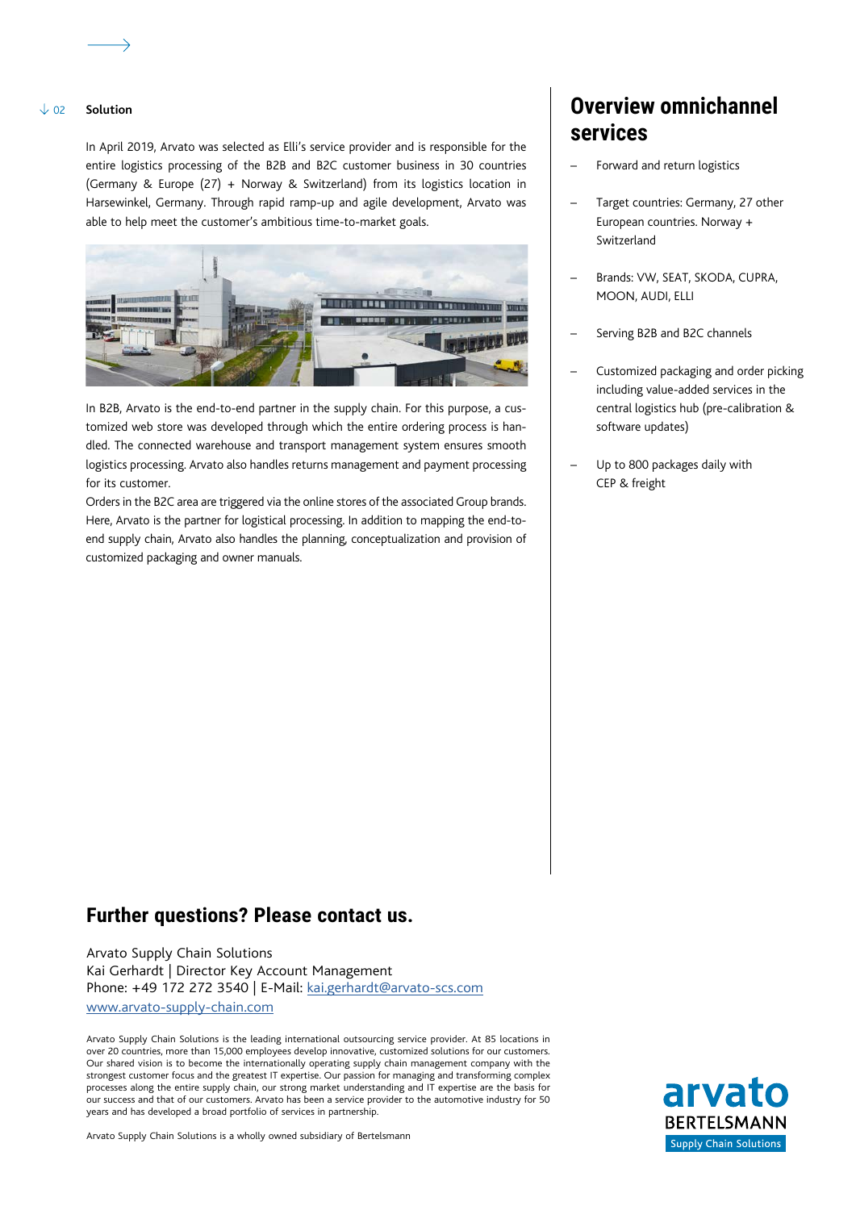## 02 Solution

In April 2019, Arvato was selected as Elli's service provider and is responsible for the entire logistics processing of the B2B and B2C customer business in 30 countries (Germany & Europe (27) + Norway & Switzerland) from its logistics location in Harsewinkel, Germany. Through rapid ramp-up and agile development, Arvato was able to help meet the customer's ambitious time-to-market goals.

In B2B, Arvato is the end-to-end partner in the supply chain. For this purpose, a customized web store was developed through which the entire ordering process is handled. The connected warehouse and transport management system ensures smooth logistics processing. Arvato also handles returns management and payment processing for its customer.
Orders in the B2C area are triggered via the online stores of the associated Group brands. Here, Arvato is the partner for logistical processing. In addition to mapping the end-to-end supply chain, Arvato also handles the planning, conceptualization and provision of customized packaging and owner manuals.

## Overview omnichannel services

- Forward and return logistics
- Target countries: Germany, 27 other European countries. Norway + Switzerland
- Brands: VW, SEAT, SKODA, CUPRA, MOON, AUDI, ELLI
- Serving B2B and B2C channels
- Customized packaging and order picking including value-added services in the central logistics hub (pre-calibration & software updates)
- Up to 800 packages daily with CEP & freight

## Further questions? Please contact us.

Arvato Supply Chain Solutions
Kai Gerhardt | Director Key Account Management
Phone: +49 172 272 3540 | E-Mail: kai.gerhardt@arvato-scs.com
www.arvato-supply-chain.com

Arvato Supply Chain Solutions is the leading international outsourcing service provider. At 85 locations in over 20 countries, more than 15,000 employees develop innovative, customized solutions for our customers. Our shared vision is to become the internationally operating supply chain management company with the strongest customer focus and the greatest IT expertise. Our passion for managing and transforming complex processes along the entire supply chain, our strong market understanding and IT expertise are the basis for our success and that of our customers. Arvato has been a service provider to the automotive industry for 50 years and has developed a broad portfolio of services in partnership.

Arvato Supply Chain Solutions is a wholly owned subsidiary of Bertelsmann

arvato BERTELSMANN Supply Chain Solutions